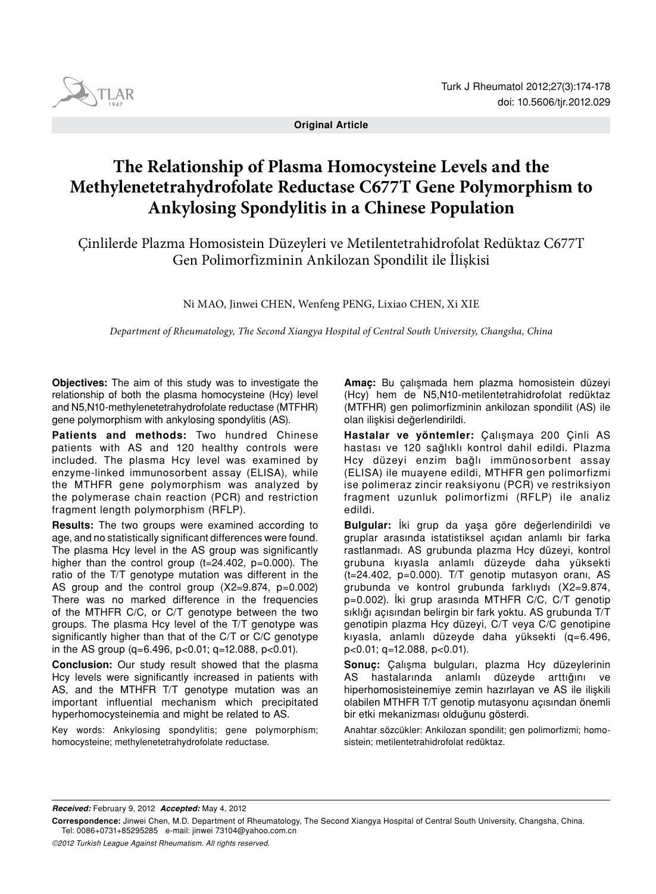**Original Article**

# The Relationship of Plasma Homocysteine Levels and the Methylenetetrahydrofolate Reductase C677T Gene Polymorphism to Ankylosing Spondylitis in a Chinese Population

## Çinlilerde Plazma Homosistein Düzeyleri ve Metilentetrahidrofolat Redüktaz C677T Gen Polimorfizminin Ankilozan Spondilit ile İlişkisi

Ni MAO, Jinwei CHEN, Wenfeng PENG, Lixiao CHEN, Xi XIE

*Department of Rheumatology, The Second Xiangya Hospital of Central South University, Changsha, China*

**Objectives:** The aim of this study was to investigate the relationship of both the plasma homocysteine (Hcy) level and N5,N10-methylenetetrahydrofolate reductase (MTFHR) gene polymorphism with ankylosing spondylitis (AS).

**Patients and methods:** Two hundred Chinese patients with AS and 120 healthy controls were included. The plasma Hcy level was examined by enzyme-linked immunosorbent assay (ELISA), while the MTHFR gene polymorphism was analyzed by the polymerase chain reaction (PCR) and restriction fragment length polymorphism (RFLP).

**Results:** The two groups were examined according to age, and no statistically significant differences were found. The plasma Hcy level in the AS group was significantly higher than the control group (t=24.402, p=0.000). The ratio of the T/T genotype mutation was different in the AS group and the control group (X2=9.874, p=0.002) There was no marked difference in the frequencies of the MTHFR C/C, or C/T genotype between the two groups. The plasma Hcy level of the T/T genotype was significantly higher than that of the C/T or C/C genotype in the AS group (q=6.496, p<0.01; q=12.088, p<0.01).

**Conclusion:** Our study result showed that the plasma Hcy levels were significantly increased in patients with AS, and the MTHFR T/T genotype mutation was an important influential mechanism which precipitated hyperhomocysteinemia and might be related to AS.

Key words: Ankylosing spondylitis; gene polymorphism; homocysteine; methylenetetrahydrofolate reductase.

**Amaç:** Bu çalışmada hem plazma homosistein düzeyi (Hcy) hem de N5,N10-metilentetrahidrofolat redüktaz (MTFHR) gen polimorfizminin ankilozan spondilit (AS) ile olan ilişkisi değerlendirildi.

**Hastalar ve yöntemler:** Çalışmaya 200 Çinli AS hastası ve 120 sağlıklı kontrol dahil edildi. Plazma Hcy düzeyi enzim bağlı immünosorbent assay (ELISA) ile muayene edildi, MTHFR gen polimorfizmi ise polimeraz zincir reaksiyonu (PCR) ve restriksiyon fragment uzunluk polimorfizmi (RFLP) ile analiz edildi.

**Bulgular:** İki grup da yaşa göre değerlendirildi ve gruplar arasında istatistiksel açıdan anlamlı bir farka rastlanmadı. AS grubunda plazma Hcy düzeyi, kontrol grubuna kıyasla anlamlı düzeyde daha yüksekti (t=24.402, p=0.000). T/T genotip mutasyon oranı, AS grubunda ve kontrol grubunda farklıydı (X2=9.874, p=0.002). İki grup arasında MTHFR C/C, C/T genotip sıklığı açısından belirgin bir fark yoktu. AS grubunda T/T genotipin plazma Hcy düzeyi, C/T veya C/C genotipine kıyasla, anlamlı düzeyde daha yüksekti (q=6.496, p<0.01; q=12.088, p<0.01).

**Sonuç:** Çalışma bulguları, plazma Hcy düzeylerinin AS hastalarında anlamlı düzeyde arttığını ve hiperhomosisteinemiye zemin hazırlayan ve AS ile ilişkili olabilen MTHFR T/T genotip mutasyonu açısından önemli bir etki mekanizması olduğunu gösterdi.

Anahtar sözcükler: Ankilozan spondilit; gen polimorfizmi; homosistein; metilentetrahidrofolat redüktaz.

***Received:*** February 9, 2012 ***Accepted:*** May 4, 2012

**Correspondence:** Jinwei Chen, M.D. Department of Rheumatology, The Second Xiangya Hospital of Central South University, Changsha, China. Tel: 0086+0731+85295285 e-mail: jinwei 73104@yahoo.com.cn

*©2012 Turkish League Against Rheumatism. All rights reserved.*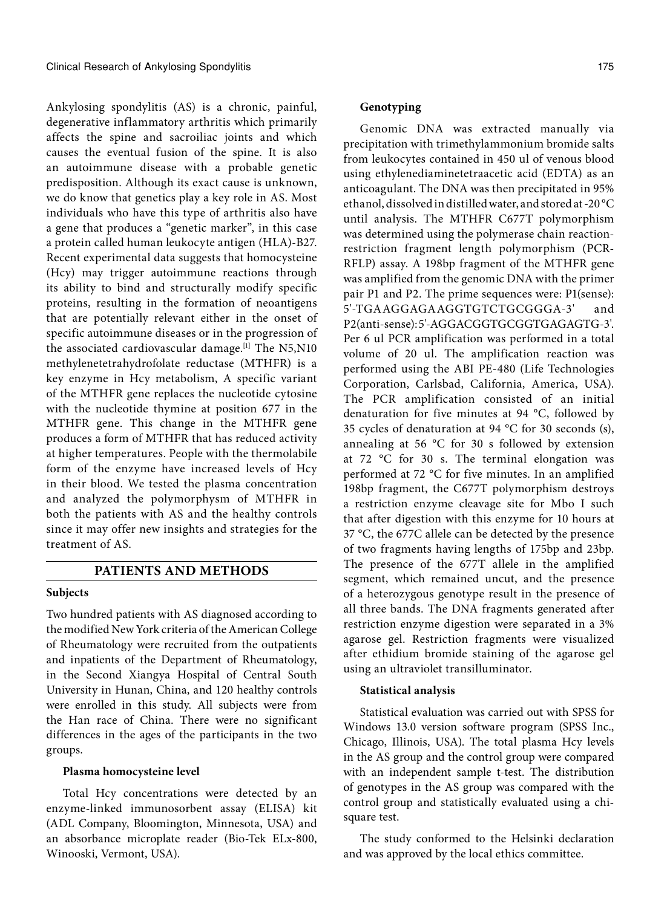Ankylosing spondylitis (AS) is a chronic, painful, degenerative inflammatory arthritis which primarily affects the spine and sacroiliac joints and which causes the eventual fusion of the spine. It is also an autoimmune disease with a probable genetic predisposition. Although its exact cause is unknown, we do know that genetics play a key role in AS. Most individuals who have this type of arthritis also have a gene that produces a "genetic marker", in this case a protein called human leukocyte antigen (HLA)-B27. Recent experimental data suggests that homocysteine (Hcy) may trigger autoimmune reactions through its ability to bind and structurally modify specific proteins, resulting in the formation of neoantigens that are potentially relevant either in the onset of specific autoimmune diseases or in the progression of the associated cardiovascular damage.[1] The N5,N10 methylenetetrahydrofolate reductase (MTHFR) is a key enzyme in Hcy metabolism, A specific variant of the MTHFR gene replaces the nucleotide cytosine with the nucleotide thymine at position 677 in the MTHFR gene. This change in the MTHFR gene produces a form of MTHFR that has reduced activity at higher temperatures. People with the thermolabile form of the enzyme have increased levels of Hcy in their blood. We tested the plasma concentration and analyzed the polymorphysm of MTHFR in both the patients with AS and the healthy controls since it may offer new insights and strategies for the treatment of AS.

## PATIENTS AND METHODS

### Subjects

Two hundred patients with AS diagnosed according to the modified New York criteria of the American College of Rheumatology were recruited from the outpatients and inpatients of the Department of Rheumatology, in the Second Xiangya Hospital of Central South University in Hunan, China, and 120 healthy controls were enrolled in this study. All subjects were from the Han race of China. There were no significant differences in the ages of the participants in the two groups.

#### Plasma homocysteine level

Total Hcy concentrations were detected by an enzyme-linked immunosorbent assay (ELISA) kit (ADL Company, Bloomington, Minnesota, USA) and an absorbance microplate reader (Bio-Tek ELx-800, Winooski, Vermont, USA).

#### Genotyping

Genomic DNA was extracted manually via precipitation with trimethylammonium bromide salts from leukocytes contained in 450 ul of venous blood using ethylenediaminetetraacetic acid (EDTA) as an anticoagulant. The DNA was then precipitated in 95% ethanol, dissolved in distilled water, and stored at -20 °C until analysis. The MTHFR C677T polymorphism was determined using the polymerase chain reaction-restriction fragment length polymorphism (PCR-RFLP) assay. A 198bp fragment of the MTHFR gene was amplified from the genomic DNA with the primer pair P1 and P2. The prime sequences were: P1(sense): 5'-TGAAGGAGAAGGTGTCTGCGGGA-3' and P2(anti-sense): 5'-AGGACGGTGCGGTGAGAGTG-3'. Per 6 ul PCR amplification was performed in a total volume of 20 ul. The amplification reaction was performed using the ABI PE-480 (Life Technologies Corporation, Carlsbad, California, America, USA). The PCR amplification consisted of an initial denaturation for five minutes at 94 °C, followed by 35 cycles of denaturation at 94 °C for 30 seconds (s), annealing at 56 °C for 30 s followed by extension at 72 °C for 30 s. The terminal elongation was performed at 72 °C for five minutes. In an amplified 198bp fragment, the C677T polymorphism destroys a restriction enzyme cleavage site for Mbo I such that after digestion with this enzyme for 10 hours at 37 °C, the 677C allele can be detected by the presence of two fragments having lengths of 175bp and 23bp. The presence of the 677T allele in the amplified segment, which remained uncut, and the presence of a heterozygous genotype result in the presence of all three bands. The DNA fragments generated after restriction enzyme digestion were separated in a 3% agarose gel. Restriction fragments were visualized after ethidium bromide staining of the agarose gel using an ultraviolet transilluminator.

#### Statistical analysis

Statistical evaluation was carried out with SPSS for Windows 13.0 version software program (SPSS Inc., Chicago, Illinois, USA). The total plasma Hcy levels in the AS group and the control group were compared with an independent sample t-test. The distribution of genotypes in the AS group was compared with the control group and statistically evaluated using a chi-square test.

The study conformed to the Helsinki declaration and was approved by the local ethics committee.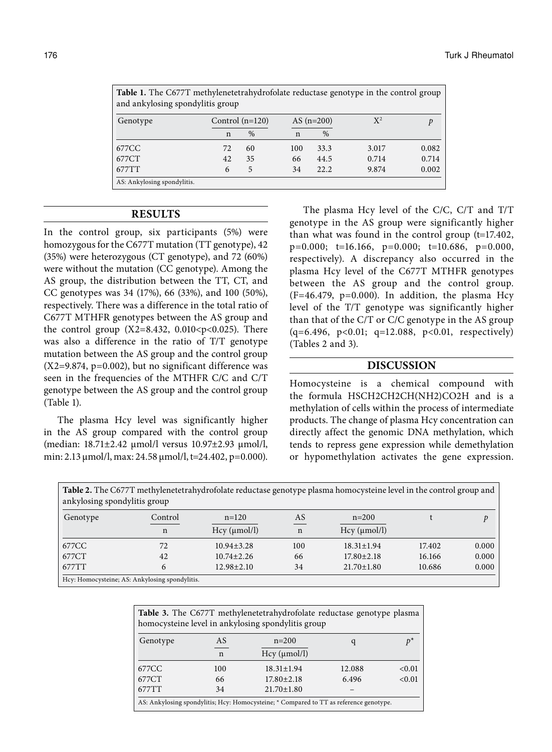**Table 1.** The C677T methylenetetrahydrofolate reductase genotype in the control group and ankylosing spondylitis group

| Genotype | Control (n=120) | | AS (n=200) | | $X^2$ | *p* |
|---|---|---|---|---|---|---|
| | n | % | n | % | | |
| 677CC | 72 | 60 | 100 | 33.3 | 3.017 | 0.082 |
| 677CT | 42 | 35 | 66 | 44.5 | 0.714 | 0.714 |
| 677TT | 6 | 5 | 34 | 22.2 | 9.874 | 0.002 |

AS: Ankylosing spondylitis.

## RESULTS

In the control group, six participants (5%) were homozygous for the C677T mutation (TT genotype), 42 (35%) were heterozygous (CT genotype), and 72 (60%) were without the mutation (CC genotype). Among the AS group, the distribution between the TT, CT, and CC genotypes was 34 (17%), 66 (33%), and 100 (50%), respectively. There was a difference in the total ratio of C677T MTHFR genotypes between the AS group and the control group (X2=8.432, 0.010<p<0.025). There was also a difference in the ratio of T/T genotype mutation between the AS group and the control group (X2=9.874, p=0.002), but no significant difference was seen in the frequencies of the MTHFR C/C and C/T genotype between the AS group and the control group (Table 1).

The plasma Hcy level was significantly higher in the AS group compared with the control group (median: 18.71±2.42 µmol/l versus 10.97±2.93 µmol/l, min: 2.13 µmol/l, max: 24.58 µmol/l, t=24.402, p=0.000).

The plasma Hcy level of the C/C, C/T and T/T genotype in the AS group were significantly higher than what was found in the control group (t=17.402, p=0.000; t=16.166, p=0.000; t=10.686, p=0.000, respectively). A discrepancy also occurred in the plasma Hcy level of the C677T MTHFR genotypes between the AS group and the control group. (F=46.479, p=0.000). In addition, the plasma Hcy level of the T/T genotype was significantly higher than that of the C/T or C/C genotype in the AS group (q=6.496, p<0.01; q=12.088, p<0.01, respectively) (Tables 2 and 3).

## DISCUSSION

Homocysteine is a chemical compound with the formula HSCH2CH2CH(NH2)CO2H and is a methylation of cells within the process of intermediate products. The change of plasma Hcy concentration can directly affect the genomic DNA methylation, which tends to repress gene expression while demethylation or hypomethylation activates the gene expression.

**Table 2.** The C677T methylenetetrahydrofolate reductase genotype plasma homocysteine level in the control group and ankylosing spondylitis group

| Genotype | Control | n=120 | AS | n=200 | t | *p* |
|---|---|---|---|---|---|---|
| | n | Hcy (µmol/l) | n | Hcy (µmol/l) | | |
| 677CC | 72 | 10.94±3.28 | 100 | 18.31±1.94 | 17.402 | 0.000 |
| 677CT | 42 | 10.74±2.26 | 66 | 17.80±2.18 | 16.166 | 0.000 |
| 677TT | 6 | 12.98±2.10 | 34 | 21.70±1.80 | 10.686 | 0.000 |

Hcy: Homocysteine; AS: Ankylosing spondylitis.

**Table 3.** The C677T methylenetetrahydrofolate reductase genotype plasma homocysteine level in ankylosing spondylitis group

| Genotype | AS | n=200 | q | *p** |
|---|---|---|---|---|
| | n | Hcy (µmol/l) | | |
| 677CC | 100 | 18.31±1.94 | 12.088 | <0.01 |
| 677CT | 66 | 17.80±2.18 | 6.496 | <0.01 |
| 677TT | 34 | 21.70±1.80 | – | |

AS: Ankylosing spondylitis; Hcy: Homocysteine; * Compared to TT as reference genotype.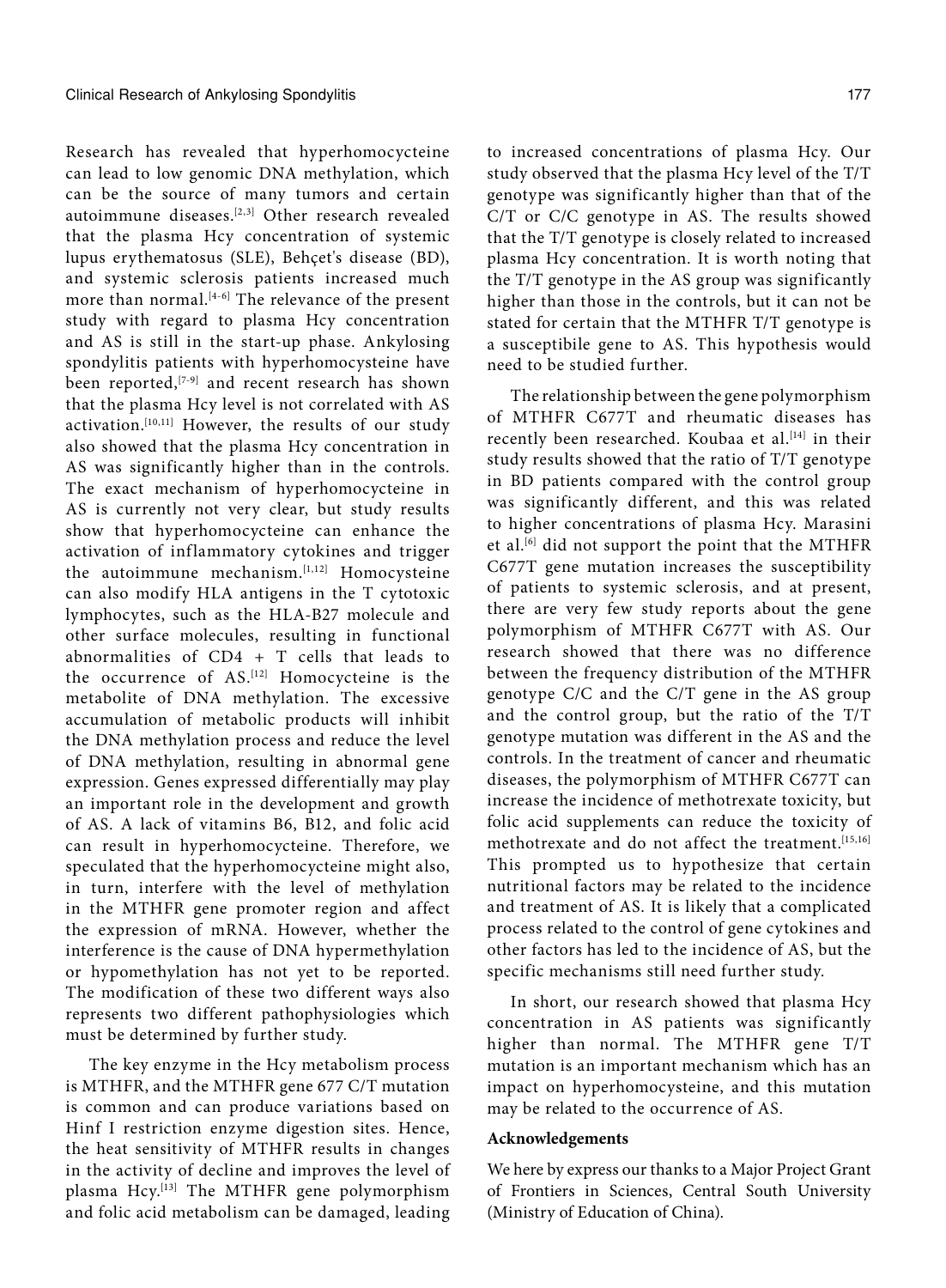Research has revealed that hyperhomocyceteine can lead to low genomic DNA methylation, which can be the source of many tumors and certain autoimmune diseases.[2,3] Other research revealed that the plasma Hcy concentration of systemic lupus erythematosus (SLE), Behçet's disease (BD), and systemic sclerosis patients increased much more than normal.[4-6] The relevance of the present study with regard to plasma Hcy concentration and AS is still in the start-up phase. Ankylosing spondylitis patients with hyperhomocysteine have been reported,[7-9] and recent research has shown that the plasma Hcy level is not correlated with AS activation.[10,11] However, the results of our study also showed that the plasma Hcy concentration in AS was significantly higher than in the controls. The exact mechanism of hyperhomocyceteine in AS is currently not very clear, but study results show that hyperhomocyceteine can enhance the activation of inflammatory cytokines and trigger the autoimmune mechanism.[1,12] Homocysteine can also modify HLA antigens in the T cytotoxic lymphocytes, such as the HLA-B27 molecule and other surface molecules, resulting in functional abnormalities of CD4 + T cells that leads to the occurrence of AS.[12] Homocyteine is the metabolite of DNA methylation. The excessive accumulation of metabolic products will inhibit the DNA methylation process and reduce the level of DNA methylation, resulting in abnormal gene expression. Genes expressed differentially may play an important role in the development and growth of AS. A lack of vitamins B6, B12, and folic acid can result in hyperhomocyceteine. Therefore, we speculated that the hyperhomocyceteine might also, in turn, interfere with the level of methylation in the MTHFR gene promoter region and affect the expression of mRNA. However, whether the interference is the cause of DNA hypermethylation or hypomethylation has not yet to be reported. The modification of these two different ways also represents two different pathophysiologies which must be determined by further study.

The key enzyme in the Hcy metabolism process is MTHFR, and the MTHFR gene 677 C/T mutation is common and can produce variations based on Hinf I restriction enzyme digestion sites. Hence, the heat sensitivity of MTHFR results in changes in the activity of decline and improves the level of plasma Hcy.[13] The MTHFR gene polymorphism and folic acid metabolism can be damaged, leading to increased concentrations of plasma Hcy. Our study observed that the plasma Hcy level of the T/T genotype was significantly higher than that of the C/T or C/C genotype in AS. The results showed that the T/T genotype is closely related to increased plasma Hcy concentration. It is worth noting that the T/T genotype in the AS group was significantly higher than those in the controls, but it can not be stated for certain that the MTHFR T/T genotype is a susceptibile gene to AS. This hypothesis would need to be studied further.

The relationship between the gene polymorphism of MTHFR C677T and rheumatic diseases has recently been researched. Koubaa et al.[14] in their study results showed that the ratio of T/T genotype in BD patients compared with the control group was significantly different, and this was related to higher concentrations of plasma Hcy. Marasini et al.[6] did not support the point that the MTHFR C677T gene mutation increases the susceptibility of patients to systemic sclerosis, and at present, there are very few study reports about the gene polymorphism of MTHFR C677T with AS. Our research showed that there was no difference between the frequency distribution of the MTHFR genotype C/C and the C/T gene in the AS group and the control group, but the ratio of the T/T genotype mutation was different in the AS and the controls. In the treatment of cancer and rheumatic diseases, the polymorphism of MTHFR C677T can increase the incidence of methotrexate toxicity, but folic acid supplements can reduce the toxicity of methotrexate and do not affect the treatment.[15,16] This prompted us to hypothesize that certain nutritional factors may be related to the incidence and treatment of AS. It is likely that a complicated process related to the control of gene cytokines and other factors has led to the incidence of AS, but the specific mechanisms still need further study.

In short, our research showed that plasma Hcy concentration in AS patients was significantly higher than normal. The MTHFR gene T/T mutation is an important mechanism which has an impact on hyperhomocysteine, and this mutation may be related to the occurrence of AS.

**Acknowledgements**

We here by express our thanks to a Major Project Grant of Frontiers in Sciences, Central South University (Ministry of Education of China).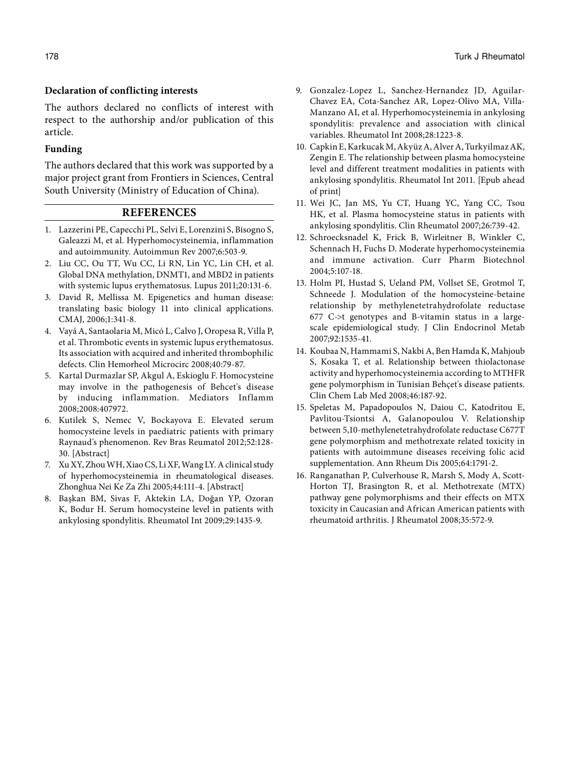**Declaration of conflicting interests**

The authors declared no conflicts of interest with respect to the authorship and/or publication of this article.

**Funding**

The authors declared that this work was supported by a major project grant from Frontiers in Sciences, Central South University (Ministry of Education of China).

## REFERENCES

1. Lazzerini PE, Capecchi PL, Selvi E, Lorenzini S, Bisogno S, Galeazzi M, et al. Hyperhomocysteinemia, inflammation and autoimmunity. Autoimmun Rev 2007;6:503-9.
2. Liu CC, Ou TT, Wu CC, Li RN, Lin YC, Lin CH, et al. Global DNA methylation, DNMT1, and MBD2 in patients with systemic lupus erythematosus. Lupus 2011;20:131-6.
3. David R, Mellissa M. Epigenetics and human disease: translating basic biology 11 into clinical applications. CMAJ, 2006;1:341-8.
4. Vayá A, Santaolaria M, Micó L, Calvo J, Oropesa R, Villa P, et al. Thrombotic events in systemic lupus erythematosus. Its association with acquired and inherited thrombophilic defects. Clin Hemorheol Microcirc 2008;40:79-87.
5. Kartal Durmazlar SP, Akgul A, Eskioglu F. Homocysteine may involve in the pathogenesis of Behcet's disease by inducing inflammation. Mediators Inflamm 2008;2008:407972.
6. Kutilek S, Nemec V, Bockayova E. Elevated serum homocysteine levels in paediatric patients with primary Raynaud's phenomenon. Rev Bras Reumatol 2012;52:128-30. [Abstract]
7. Xu XY, Zhou WH, Xiao CS, Li XF, Wang LY. A clinical study of hyperhomocysteinemia in rheumatological diseases. Zhonghua Nei Ke Za Zhi 2005;44:111-4. [Abstract]
8. Başkan BM, Sivas F, Aktekin LA, Doğan YP, Ozoran K, Bodur H. Serum homocysteine level in patients with ankylosing spondylitis. Rheumatol Int 2009;29:1435-9.
9. Gonzalez-Lopez L, Sanchez-Hernandez JD, Aguilar-Chavez EA, Cota-Sanchez AR, Lopez-Olivo MA, Villa-Manzano AI, et al. Hyperhomocysteinemia in ankylosing spondylitis: prevalence and association with clinical variables. Rheumatol Int 2008;28:1223-8.
10. Capkin E, Karkucak M, Akyüz A, Alver A, Turkyilmaz AK, Zengin E. The relationship between plasma homocysteine level and different treatment modalities in patients with ankylosing spondylitis. Rheumatol Int 2011. [Epub ahead of print]
11. Wei JC, Jan MS, Yu CT, Huang YC, Yang CC, Tsou HK, et al. Plasma homocysteine status in patients with ankylosing spondylitis. Clin Rheumatol 2007;26:739-42.
12. Schroecksnadel K, Frick B, Wirleitner B, Winkler C, Schennach H, Fuchs D. Moderate hyperhomocysteinemia and immune activation. Curr Pharm Biotechnol 2004;5:107-18.
13. Holm PI, Hustad S, Ueland PM, Vollset SE, Grotmol T, Schneede J. Modulation of the homocysteine-betaine relationship by methylenetetrahydrofolate reductase 677 C->t genotypes and B-vitamin status in a large-scale epidemiological study. J Clin Endocrinol Metab 2007;92:1535-41.
14. Koubaa N, Hammami S, Nakbi A, Ben Hamda K, Mahjoub S, Kosaka T, et al. Relationship between thiolactonase activity and hyperhomocysteinemia according to MTHFR gene polymorphism in Tunisian Behçet's disease patients. Clin Chem Lab Med 2008;46:187-92.
15. Speletas M, Papadopoulos N, Daiou C, Katodritou E, Pavlitou-Tsiontsi A, Galanopoulou V. Relationship between 5,10-methylenetetrahydrofolate reductase C677T gene polymorphism and methotrexate related toxicity in patients with autoimmune diseases receiving folic acid supplementation. Ann Rheum Dis 2005;64:1791-2.
16. Ranganathan P, Culverhouse R, Marsh S, Mody A, Scott-Horton TJ, Brasington R, et al. Methotrexate (MTX) pathway gene polymorphisms and their effects on MTX toxicity in Caucasian and African American patients with rheumatoid arthritis. J Rheumatol 2008;35:572-9.